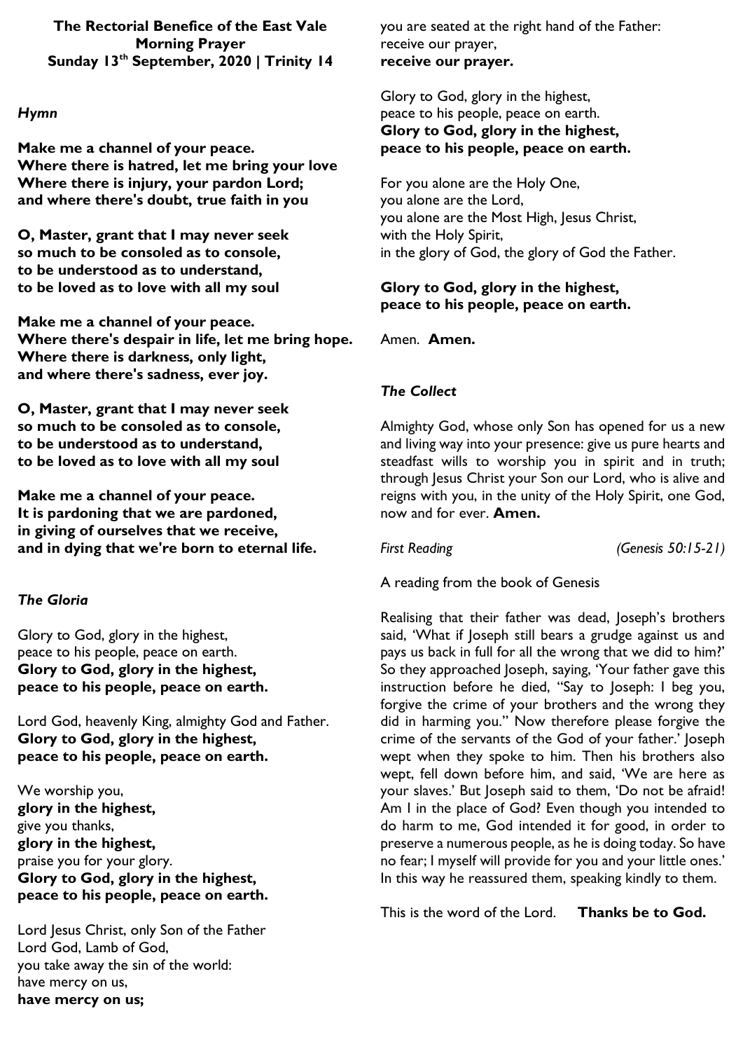**The Rectorial Benefice of the East Vale**
**Morning Prayer**
**Sunday 13th September, 2020 | Trinity 14**

### *Hymn*

**Make me a channel of your peace.**
**Where there is hatred, let me bring your love**
**Where there is injury, your pardon Lord;**
**and where there's doubt, true faith in you**

**O, Master, grant that I may never seek**
**so much to be consoled as to console,**
**to be understood as to understand,**
**to be loved as to love with all my soul**

**Make me a channel of your peace.**
**Where there's despair in life, let me bring hope.**
**Where there is darkness, only light,**
**and where there's sadness, ever joy.**

**O, Master, grant that I may never seek**
**so much to be consoled as to console,**
**to be understood as to understand,**
**to be loved as to love with all my soul**

**Make me a channel of your peace.**
**It is pardoning that we are pardoned,**
**in giving of ourselves that we receive,**
**and in dying that we're born to eternal life.**

### *The Gloria*

Glory to God, glory in the highest,
peace to his people, peace on earth.
**Glory to God, glory in the highest,**
**peace to his people, peace on earth.**

Lord God, heavenly King, almighty God and Father.
**Glory to God, glory in the highest,**
**peace to his people, peace on earth.**

We worship you,
**glory in the highest,**
give you thanks,
**glory in the highest,**
praise you for your glory.
**Glory to God, glory in the highest,**
**peace to his people, peace on earth.**

Lord Jesus Christ, only Son of the Father
Lord God, Lamb of God,
you take away the sin of the world:
have mercy on us,
**have mercy on us;**
you are seated at the right hand of the Father:
receive our prayer,
**receive our prayer.**

Glory to God, glory in the highest,
peace to his people, peace on earth.
**Glory to God, glory in the highest,**
**peace to his people, peace on earth.**

For you alone are the Holy One,
you alone are the Lord,
you alone are the Most High, Jesus Christ,
with the Holy Spirit,
in the glory of God, the glory of God the Father.

**Glory to God, glory in the highest,**
**peace to his people, peace on earth.**

Amen. **Amen.**

### *The Collect*

Almighty God, whose only Son has opened for us a new and living way into your presence: give us pure hearts and steadfast wills to worship you in spirit and in truth; through Jesus Christ your Son our Lord, who is alive and reigns with you, in the unity of the Holy Spirit, one God, now and for ever. **Amen.**

*First Reading* *(Genesis 50:15-21)*

A reading from the book of Genesis

Realising that their father was dead, Joseph's brothers said, 'What if Joseph still bears a grudge against us and pays us back in full for all the wrong that we did to him?' So they approached Joseph, saying, 'Your father gave this instruction before he died, "Say to Joseph: I beg you, forgive the crime of your brothers and the wrong they did in harming you." Now therefore please forgive the crime of the servants of the God of your father.' Joseph wept when they spoke to him. Then his brothers also wept, fell down before him, and said, 'We are here as your slaves.' But Joseph said to them, 'Do not be afraid! Am I in the place of God? Even though you intended to do harm to me, God intended it for good, in order to preserve a numerous people, as he is doing today. So have no fear; I myself will provide for you and your little ones.' In this way he reassured them, speaking kindly to them.

This is the word of the Lord. **Thanks be to God.**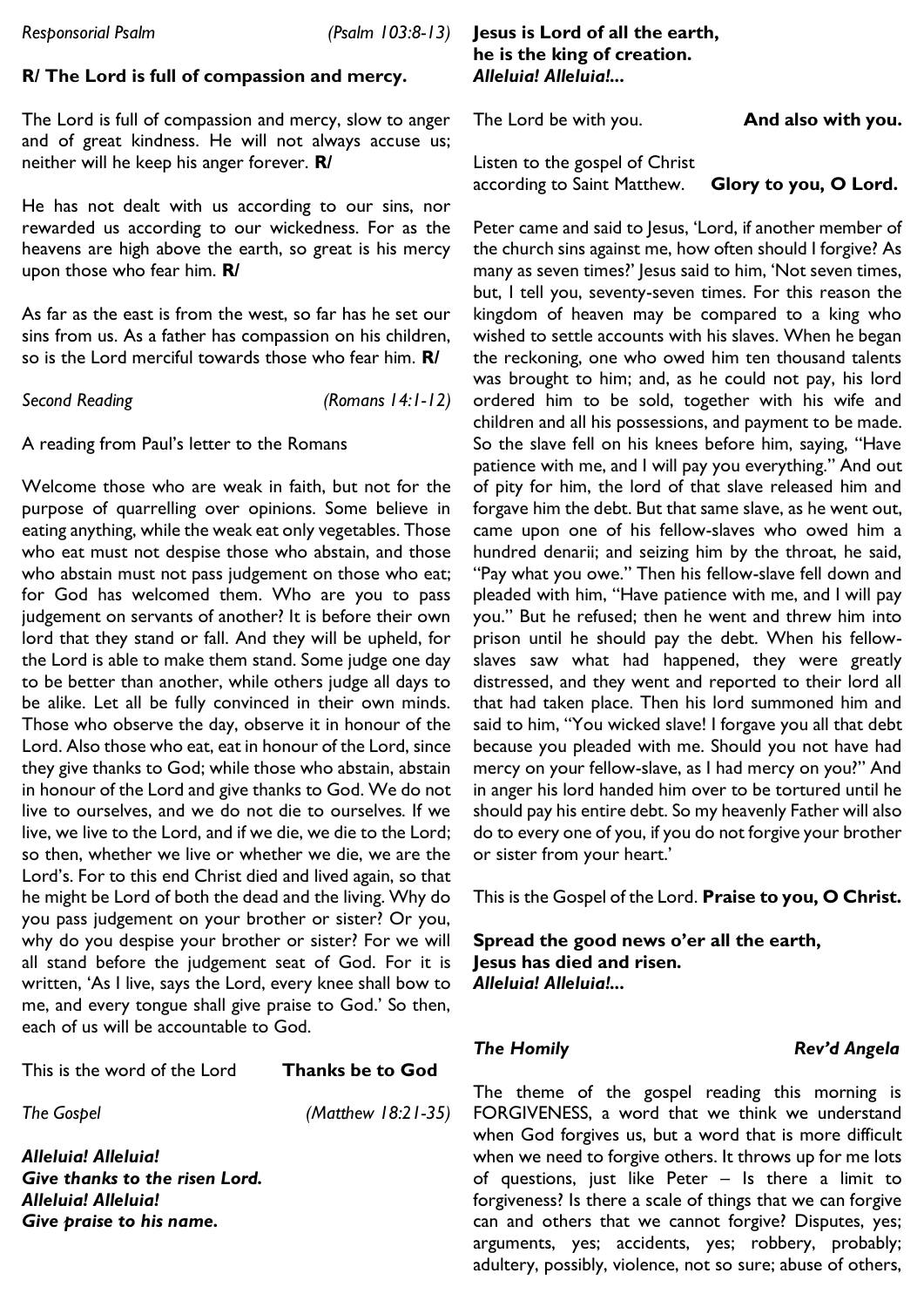*Responsorial Psalm* *(Psalm 103:8-13)*

**R/ The Lord is full of compassion and mercy.**

The Lord is full of compassion and mercy, slow to anger and of great kindness. He will not always accuse us; neither will he keep his anger forever. **R/**

He has not dealt with us according to our sins, nor rewarded us according to our wickedness. For as the heavens are high above the earth, so great is his mercy upon those who fear him. **R/**

As far as the east is from the west, so far has he set our sins from us. As a father has compassion on his children, so is the Lord merciful towards those who fear him. **R/**

*Second Reading* *(Romans 14:1-12)*

A reading from Paul's letter to the Romans

Welcome those who are weak in faith, but not for the purpose of quarrelling over opinions. Some believe in eating anything, while the weak eat only vegetables. Those who eat must not despise those who abstain, and those who abstain must not pass judgement on those who eat; for God has welcomed them. Who are you to pass judgement on servants of another? It is before their own lord that they stand or fall. And they will be upheld, for the Lord is able to make them stand. Some judge one day to be better than another, while others judge all days to be alike. Let all be fully convinced in their own minds. Those who observe the day, observe it in honour of the Lord. Also those who eat, eat in honour of the Lord, since they give thanks to God; while those who abstain, abstain in honour of the Lord and give thanks to God. We do not live to ourselves, and we do not die to ourselves. If we live, we live to the Lord, and if we die, we die to the Lord; so then, whether we live or whether we die, we are the Lord's. For to this end Christ died and lived again, so that he might be Lord of both the dead and the living. Why do you pass judgement on your brother or sister? Or you, why do you despise your brother or sister? For we will all stand before the judgement seat of God. For it is written, 'As I live, says the Lord, every knee shall bow to me, and every tongue shall give praise to God.' So then, each of us will be accountable to God.

This is the word of the Lord **Thanks be to God**

*The Gospel* *(Matthew 18:21-35)*

***Alleluia! Alleluia!***
***Give thanks to the risen Lord.***
***Alleluia! Alleluia!***
***Give praise to his name.***

**Jesus is Lord of all the earth,**
**he is the king of creation.**
***Alleluia! Alleluia!...***

The Lord be with you. **And also with you.**

Listen to the gospel of Christ
according to Saint Matthew. **Glory to you, O Lord.**

Peter came and said to Jesus, 'Lord, if another member of the church sins against me, how often should I forgive? As many as seven times?' Jesus said to him, 'Not seven times, but, I tell you, seventy-seven times. For this reason the kingdom of heaven may be compared to a king who wished to settle accounts with his slaves. When he began the reckoning, one who owed him ten thousand talents was brought to him; and, as he could not pay, his lord ordered him to be sold, together with his wife and children and all his possessions, and payment to be made. So the slave fell on his knees before him, saying, "Have patience with me, and I will pay you everything." And out of pity for him, the lord of that slave released him and forgave him the debt. But that same slave, as he went out, came upon one of his fellow-slaves who owed him a hundred denarii; and seizing him by the throat, he said, "Pay what you owe." Then his fellow-slave fell down and pleaded with him, "Have patience with me, and I will pay you." But he refused; then he went and threw him into prison until he should pay the debt. When his fellow-slaves saw what had happened, they were greatly distressed, and they went and reported to their lord all that had taken place. Then his lord summoned him and said to him, "You wicked slave! I forgave you all that debt because you pleaded with me. Should you not have had mercy on your fellow-slave, as I had mercy on you?" And in anger his lord handed him over to be tortured until he should pay his entire debt. So my heavenly Father will also do to every one of you, if you do not forgive your brother or sister from your heart.'

This is the Gospel of the Lord. **Praise to you, O Christ.**

**Spread the good news o'er all the earth,**
**Jesus has died and risen.**
***Alleluia! Alleluia!...***

***The Homily*** ***Rev'd Angela***

The theme of the gospel reading this morning is FORGIVENESS, a word that we think we understand when God forgives us, but a word that is more difficult when we need to forgive others. It throws up for me lots of questions, just like Peter – Is there a limit to forgiveness? Is there a scale of things that we can forgive can and others that we cannot forgive? Disputes, yes; arguments, yes; accidents, yes; robbery, probably; adultery, possibly, violence, not so sure; abuse of others,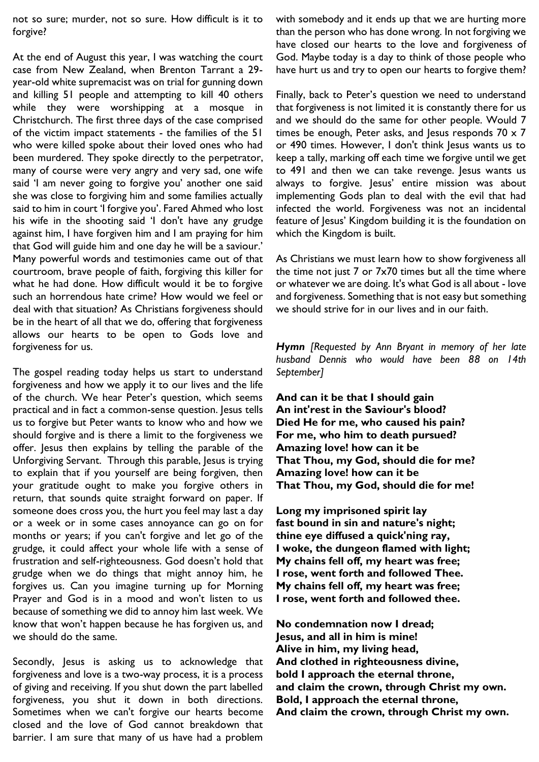not so sure; murder, not so sure. How difficult is it to forgive?

At the end of August this year, I was watching the court case from New Zealand, when Brenton Tarrant a 29-year-old white supremacist was on trial for gunning down and killing 51 people and attempting to kill 40 others while they were worshipping at a mosque in Christchurch. The first three days of the case comprised of the victim impact statements - the families of the 51 who were killed spoke about their loved ones who had been murdered. They spoke directly to the perpetrator, many of course were very angry and very sad, one wife said 'I am never going to forgive you' another one said she was close to forgiving him and some families actually said to him in court 'I forgive you'. Fared Ahmed who lost his wife in the shooting said 'I don't have any grudge against him, I have forgiven him and I am praying for him that God will guide him and one day he will be a saviour.' Many powerful words and testimonies came out of that courtroom, brave people of faith, forgiving this killer for what he had done. How difficult would it be to forgive such an horrendous hate crime? How would we feel or deal with that situation? As Christians forgiveness should be in the heart of all that we do, offering that forgiveness allows our hearts to be open to Gods love and forgiveness for us.

The gospel reading today helps us start to understand forgiveness and how we apply it to our lives and the life of the church. We hear Peter's question, which seems practical and in fact a common-sense question. Jesus tells us to forgive but Peter wants to know who and how we should forgive and is there a limit to the forgiveness we offer. Jesus then explains by telling the parable of the Unforgiving Servant. Through this parable, Jesus is trying to explain that if you yourself are being forgiven, then your gratitude ought to make you forgive others in return, that sounds quite straight forward on paper. If someone does cross you, the hurt you feel may last a day or a week or in some cases annoyance can go on for months or years; if you can't forgive and let go of the grudge, it could affect your whole life with a sense of frustration and self-righteousness. God doesn't hold that grudge when we do things that might annoy him, he forgives us. Can you imagine turning up for Morning Prayer and God is in a mood and won't listen to us because of something we did to annoy him last week. We know that won't happen because he has forgiven us, and we should do the same.

Secondly, Jesus is asking us to acknowledge that forgiveness and love is a two-way process, it is a process of giving and receiving. If you shut down the part labelled forgiveness, you shut it down in both directions. Sometimes when we can't forgive our hearts become closed and the love of God cannot breakdown that barrier. I am sure that many of us have had a problem with somebody and it ends up that we are hurting more than the person who has done wrong. In not forgiving we have closed our hearts to the love and forgiveness of God. Maybe today is a day to think of those people who have hurt us and try to open our hearts to forgive them?

Finally, back to Peter's question we need to understand that forgiveness is not limited it is constantly there for us and we should do the same for other people. Would 7 times be enough, Peter asks, and Jesus responds 70 x 7 or 490 times. However, I don't think Jesus wants us to keep a tally, marking off each time we forgive until we get to 491 and then we can take revenge. Jesus wants us always to forgive. Jesus' entire mission was about implementing Gods plan to deal with the evil that had infected the world. Forgiveness was not an incidental feature of Jesus' Kingdom building it is the foundation on which the Kingdom is built.

As Christians we must learn how to show forgiveness all the time not just 7 or 7x70 times but all the time where or whatever we are doing. It's what God is all about - love and forgiveness. Something that is not easy but something we should strive for in our lives and in our faith.

***Hymn*** *[Requested by Ann Bryant in memory of her late husband Dennis who would have been 88 on 14th September]*

**And can it be that I should gain**
**An int'rest in the Saviour's blood?**
**Died He for me, who caused his pain?**
**For me, who him to death pursued?**
**Amazing love! how can it be**
**That Thou, my God, should die for me?**
**Amazing love! how can it be**
**That Thou, my God, should die for me!**

**Long my imprisoned spirit lay**
**fast bound in sin and nature's night;**
**thine eye diffused a quick'ning ray,**
**I woke, the dungeon flamed with light;**
**My chains fell off, my heart was free;**
**I rose, went forth and followed Thee.**
**My chains fell off, my heart was free;**
**I rose, went forth and followed thee.**

**No condemnation now I dread;**
**Jesus, and all in him is mine!**
**Alive in him, my living head,**
**And clothed in righteousness divine,**
**bold I approach the eternal throne,**
**and claim the crown, through Christ my own.**
**Bold, I approach the eternal throne,**
**And claim the crown, through Christ my own.**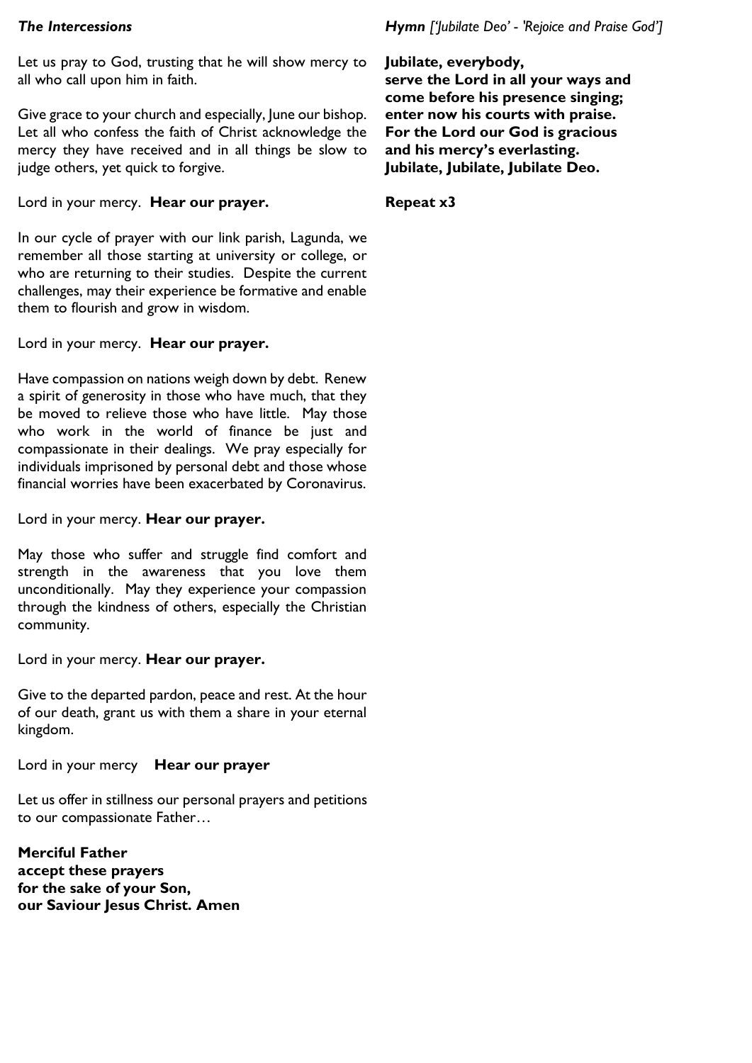***The Intercessions***

Let us pray to God, trusting that he will show mercy to all who call upon him in faith.

Give grace to your church and especially, June our bishop. Let all who confess the faith of Christ acknowledge the mercy they have received and in all things be slow to judge others, yet quick to forgive.

Lord in your mercy. **Hear our prayer.**

In our cycle of prayer with our link parish, Lagunda, we remember all those starting at university or college, or who are returning to their studies. Despite the current challenges, may their experience be formative and enable them to flourish and grow in wisdom.

Lord in your mercy. **Hear our prayer.**

Have compassion on nations weigh down by debt. Renew a spirit of generosity in those who have much, that they be moved to relieve those who have little. May those who work in the world of finance be just and compassionate in their dealings. We pray especially for individuals imprisoned by personal debt and those whose financial worries have been exacerbated by Coronavirus.

Lord in your mercy. **Hear our prayer.**

May those who suffer and struggle find comfort and strength in the awareness that you love them unconditionally. May they experience your compassion through the kindness of others, especially the Christian community.

Lord in your mercy. **Hear our prayer.**

Give to the departed pardon, peace and rest. At the hour of our death, grant us with them a share in your eternal kingdom.

Lord in your mercy **Hear our prayer**

Let us offer in stillness our personal prayers and petitions to our compassionate Father…

**Merciful Father**
**accept these prayers**
**for the sake of your Son,**
**our Saviour Jesus Christ. Amen**

***Hymn** ['Jubilate Deo' - 'Rejoice and Praise God']*

**Jubilate, everybody,**
**serve the Lord in all your ways and**
**come before his presence singing;**
**enter now his courts with praise.**
**For the Lord our God is gracious**
**and his mercy's everlasting.**
**Jubilate, Jubilate, Jubilate Deo.**

**Repeat x3**